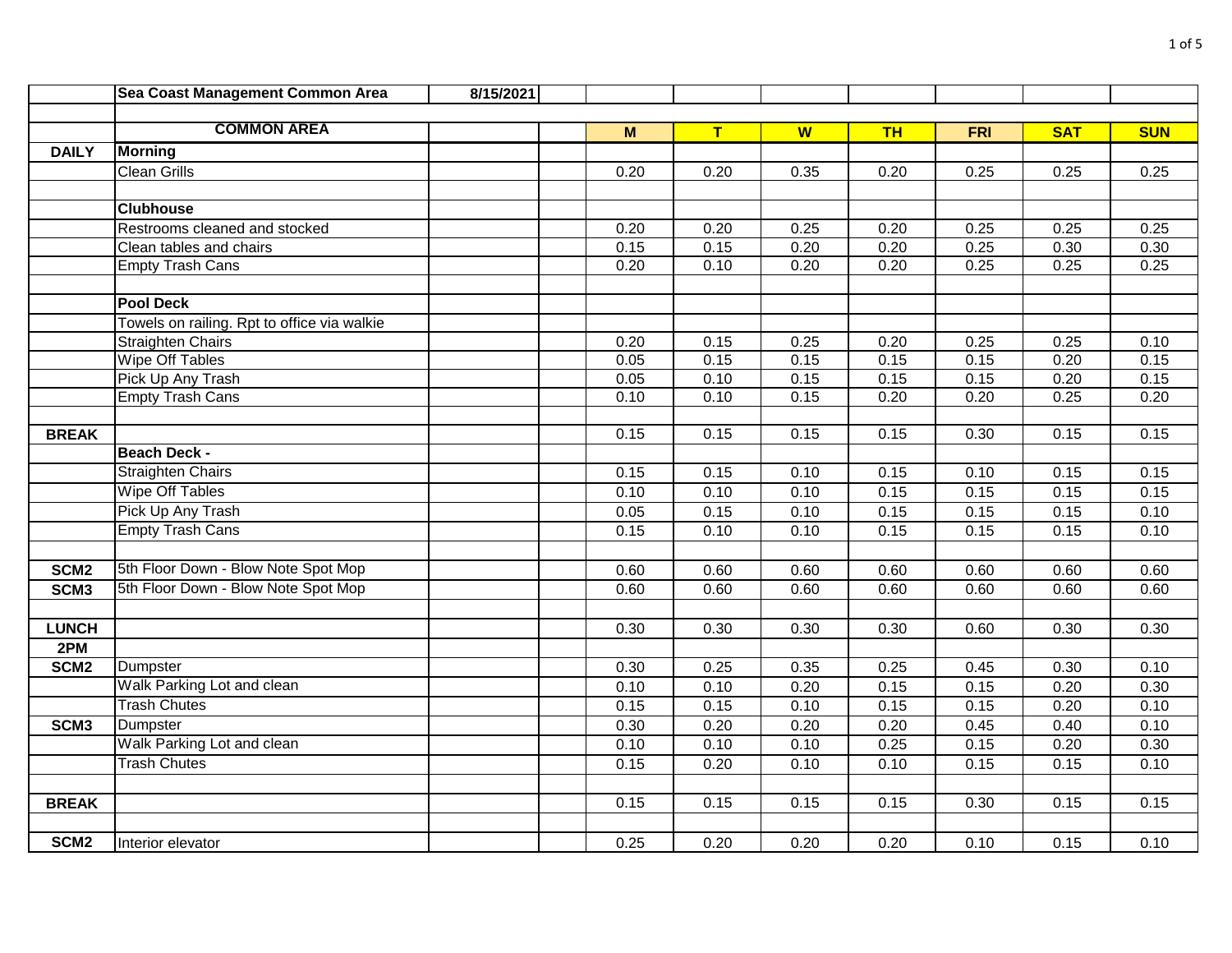| | Sea Coast Management Common Area | 8/15/2021 | | | | | | | | |
|---|---|---|---|---|---|---|---|---|---|---|
| | | | | | | | | | | |
| | **COMMON AREA** | | | **M** | **T** | **W** | **TH** | **FRI** | **SAT** | **SUN** |
| **DAILY** | **Morning** | | | | | | | | | |
| | Clean Grills | | | 0.20 | 0.20 | 0.35 | 0.20 | 0.25 | 0.25 | 0.25 |
| | | | | | | | | | | |
| | **Clubhouse** | | | | | | | | | |
| | Restrooms cleaned and stocked | | | 0.20 | 0.20 | 0.25 | 0.20 | 0.25 | 0.25 | 0.25 |
| | Clean tables and chairs | | | 0.15 | 0.15 | 0.20 | 0.20 | 0.25 | 0.30 | 0.30 |
| | Empty Trash Cans | | | 0.20 | 0.10 | 0.20 | 0.20 | 0.25 | 0.25 | 0.25 |
| | | | | | | | | | | |
| | **Pool Deck** | | | | | | | | | |
| | Towels on railing. Rpt to office via walkie | | | | | | | | | |
| | Straighten Chairs | | | 0.20 | 0.15 | 0.25 | 0.20 | 0.25 | 0.25 | 0.10 |
| | Wipe Off Tables | | | 0.05 | 0.15 | 0.15 | 0.15 | 0.15 | 0.20 | 0.15 |
| | Pick Up Any Trash | | | 0.05 | 0.10 | 0.15 | 0.15 | 0.15 | 0.20 | 0.15 |
| | Empty Trash Cans | | | 0.10 | 0.10 | 0.15 | 0.20 | 0.20 | 0.25 | 0.20 |
| | | | | | | | | | | |
| **BREAK** | | | | 0.15 | 0.15 | 0.15 | 0.15 | 0.30 | 0.15 | 0.15 |
| | **Beach Deck -** | | | | | | | | | |
| | Straighten Chairs | | | 0.15 | 0.15 | 0.10 | 0.15 | 0.10 | 0.15 | 0.15 |
| | Wipe Off Tables | | | 0.10 | 0.10 | 0.10 | 0.15 | 0.15 | 0.15 | 0.15 |
| | Pick Up Any Trash | | | 0.05 | 0.15 | 0.10 | 0.15 | 0.15 | 0.15 | 0.10 |
| | Empty Trash Cans | | | 0.15 | 0.10 | 0.10 | 0.15 | 0.15 | 0.15 | 0.10 |
| | | | | | | | | | | |
| **SCM2** | 5th Floor Down - Blow Note Spot Mop | | | 0.60 | 0.60 | 0.60 | 0.60 | 0.60 | 0.60 | 0.60 |
| **SCM3** | 5th Floor Down - Blow Note Spot Mop | | | 0.60 | 0.60 | 0.60 | 0.60 | 0.60 | 0.60 | 0.60 |
| | | | | | | | | | | |
| **LUNCH** | | | | 0.30 | 0.30 | 0.30 | 0.30 | 0.60 | 0.30 | 0.30 |
| **2PM** | | | | | | | | | | |
| **SCM2** | Dumpster | | | 0.30 | 0.25 | 0.35 | 0.25 | 0.45 | 0.30 | 0.10 |
| | Walk Parking Lot and clean | | | 0.10 | 0.10 | 0.20 | 0.15 | 0.15 | 0.20 | 0.30 |
| | Trash Chutes | | | 0.15 | 0.15 | 0.10 | 0.15 | 0.15 | 0.20 | 0.10 |
| **SCM3** | Dumpster | | | 0.30 | 0.20 | 0.20 | 0.20 | 0.45 | 0.40 | 0.10 |
| | Walk Parking Lot and clean | | | 0.10 | 0.10 | 0.10 | 0.25 | 0.15 | 0.20 | 0.30 |
| | Trash Chutes | | | 0.15 | 0.20 | 0.10 | 0.10 | 0.15 | 0.15 | 0.10 |
| | | | | | | | | | | |
| **BREAK** | | | | 0.15 | 0.15 | 0.15 | 0.15 | 0.30 | 0.15 | 0.15 |
| | | | | | | | | | | |
| **SCM2** | Interior elevator | | | 0.25 | 0.20 | 0.20 | 0.20 | 0.10 | 0.15 | 0.10 |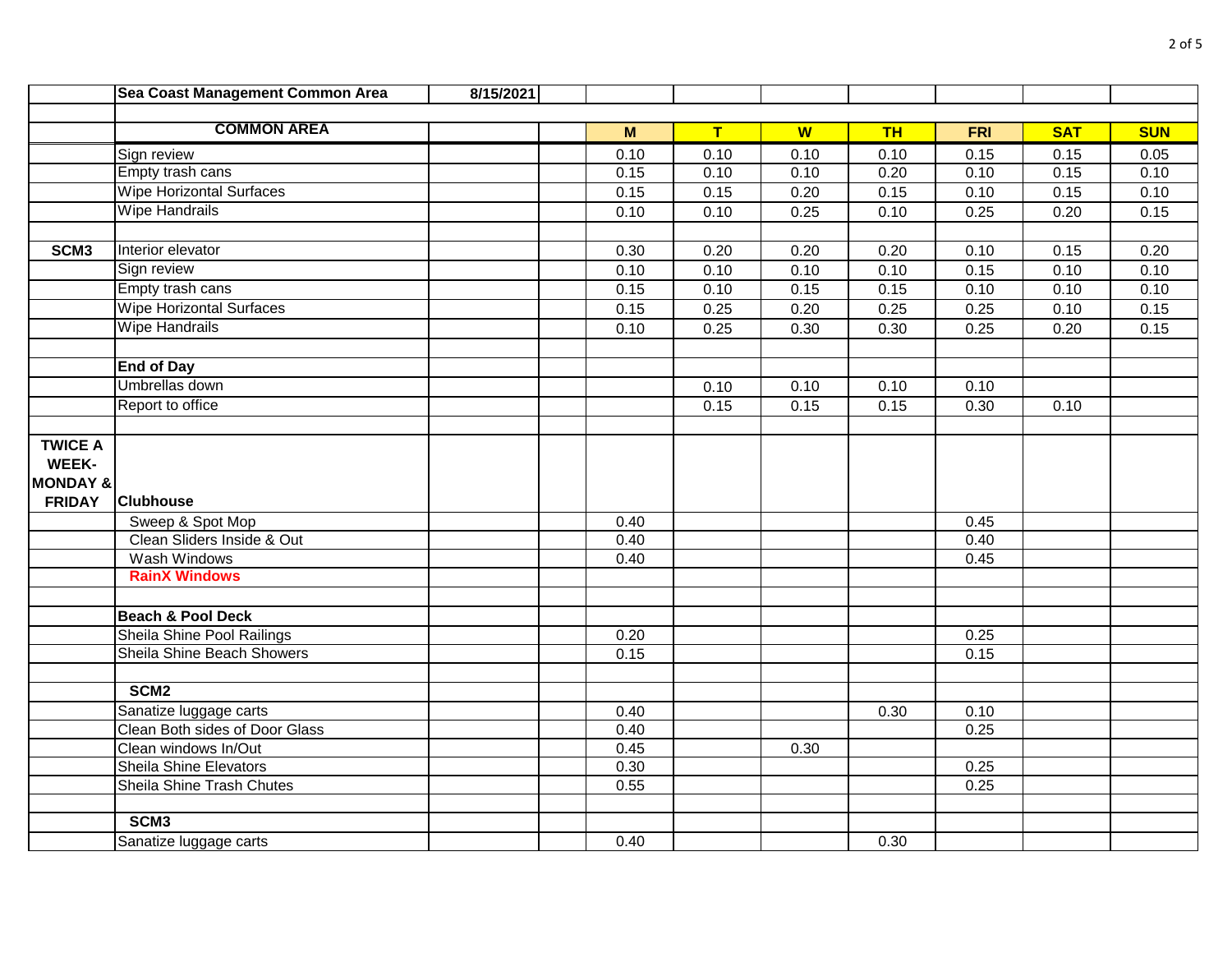| | Sea Coast Management Common Area | 8/15/2021 | | | | | | | | |
|---|---|---|---|---|---|---|---|---|---|---|
| | | | | | | | | | | |
| | **COMMON AREA** | | | **M** | **T** | **W** | **TH** | **FRI** | **SAT** | **SUN** |
| | Sign review | | | 0.10 | 0.10 | 0.10 | 0.10 | 0.15 | 0.15 | 0.05 |
| | Empty trash cans | | | 0.15 | 0.10 | 0.10 | 0.20 | 0.10 | 0.15 | 0.10 |
| | Wipe Horizontal Surfaces | | | 0.15 | 0.15 | 0.20 | 0.15 | 0.10 | 0.15 | 0.10 |
| | Wipe Handrails | | | 0.10 | 0.10 | 0.25 | 0.10 | 0.25 | 0.20 | 0.15 |
| | | | | | | | | | | |
| **SCM3** | Interior elevator | | | 0.30 | 0.20 | 0.20 | 0.20 | 0.10 | 0.15 | 0.20 |
| | Sign review | | | 0.10 | 0.10 | 0.10 | 0.10 | 0.15 | 0.10 | 0.10 |
| | Empty trash cans | | | 0.15 | 0.10 | 0.15 | 0.15 | 0.10 | 0.10 | 0.10 |
| | Wipe Horizontal Surfaces | | | 0.15 | 0.25 | 0.20 | 0.25 | 0.25 | 0.10 | 0.15 |
| | Wipe Handrails | | | 0.10 | 0.25 | 0.30 | 0.30 | 0.25 | 0.20 | 0.15 |
| | | | | | | | | | | |
| | **End of Day** | | | | | | | | | |
| | Umbrellas down | | | | 0.10 | 0.10 | 0.10 | 0.10 | | |
| | Report to office | | | | 0.15 | 0.15 | 0.15 | 0.30 | 0.10 | |
| | | | | | | | | | | |
| **TWICE A WEEK- MONDAY & FRIDAY** | **Clubhouse** | | | | | | | | | |
| | Sweep & Spot Mop | | | 0.40 | | | | 0.45 | | |
| | Clean Sliders Inside & Out | | | 0.40 | | | | 0.40 | | |
| | Wash Windows | | | 0.40 | | | | 0.45 | | |
| | **RainX Windows** | | | | | | | | | |
| | | | | | | | | | | |
| | **Beach & Pool Deck** | | | | | | | | | |
| | Sheila Shine Pool Railings | | | 0.20 | | | | 0.25 | | |
| | Sheila Shine Beach Showers | | | 0.15 | | | | 0.15 | | |
| | | | | | | | | | | |
| | **SCM2** | | | | | | | | | |
| | Sanatize luggage carts | | | 0.40 | | | 0.30 | 0.10 | | |
| | Clean Both sides of Door Glass | | | 0.40 | | | | 0.25 | | |
| | Clean windows In/Out | | | 0.45 | | 0.30 | | | | |
| | Sheila Shine Elevators | | | 0.30 | | | | 0.25 | | |
| | Sheila Shine Trash Chutes | | | 0.55 | | | | 0.25 | | |
| | | | | | | | | | | |
| | **SCM3** | | | | | | | | | |
| | Sanatize luggage carts | | | 0.40 | | | 0.30 | | | |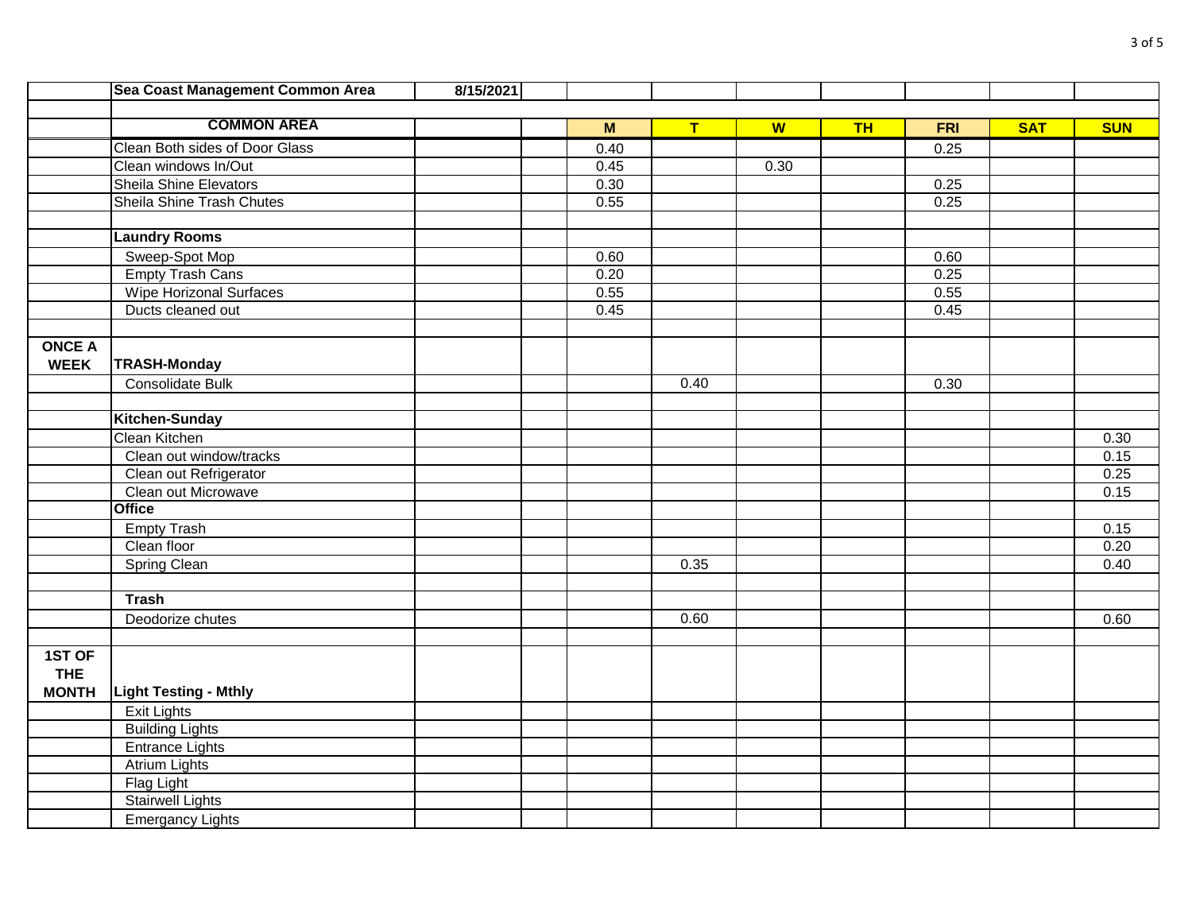|  | Sea Coast Management Common Area | 8/15/2021 |  |  |  |  |  |  |  |  |
|---|---|---|---|---|---|---|---|---|---|---|
|  |  |  |  |  |  |  |  |  |  |  |
|  | **COMMON AREA** |  |  | **M** | **T** | **W** | **TH** | **FRI** | **SAT** | **SUN** |
|  | Clean Both sides of Door Glass |  |  | 0.40 |  |  |  | 0.25 |  |  |
|  | Clean windows In/Out |  |  | 0.45 |  | 0.30 |  |  |  |  |
|  | Sheila Shine Elevators |  |  | 0.30 |  |  |  | 0.25 |  |  |
|  | Sheila Shine Trash Chutes |  |  | 0.55 |  |  |  | 0.25 |  |  |
|  |  |  |  |  |  |  |  |  |  |  |
|  | **Laundry Rooms** |  |  |  |  |  |  |  |  |  |
|  | Sweep-Spot Mop |  |  | 0.60 |  |  |  | 0.60 |  |  |
|  | Empty Trash Cans |  |  | 0.20 |  |  |  | 0.25 |  |  |
|  | Wipe Horizonal Surfaces |  |  | 0.55 |  |  |  | 0.55 |  |  |
|  | Ducts cleaned out |  |  | 0.45 |  |  |  | 0.45 |  |  |
|  |  |  |  |  |  |  |  |  |  |  |
| **ONCE A WEEK** | **TRASH-Monday** |  |  |  |  |  |  |  |  |  |
|  | Consolidate Bulk |  |  |  | 0.40 |  |  | 0.30 |  |  |
|  |  |  |  |  |  |  |  |  |  |  |
|  | **Kitchen-Sunday** |  |  |  |  |  |  |  |  |  |
|  | Clean Kitchen |  |  |  |  |  |  |  |  | 0.30 |
|  | Clean out window/tracks |  |  |  |  |  |  |  |  | 0.15 |
|  | Clean out Refrigerator |  |  |  |  |  |  |  |  | 0.25 |
|  | Clean out Microwave |  |  |  |  |  |  |  |  | 0.15 |
|  | **Office** |  |  |  |  |  |  |  |  |  |
|  | Empty Trash |  |  |  |  |  |  |  |  | 0.15 |
|  | Clean floor |  |  |  |  |  |  |  |  | 0.20 |
|  | Spring Clean |  |  |  | 0.35 |  |  |  |  | 0.40 |
|  |  |  |  |  |  |  |  |  |  |  |
|  | **Trash** |  |  |  |  |  |  |  |  |  |
|  | Deodorize chutes |  |  |  | 0.60 |  |  |  |  | 0.60 |
|  |  |  |  |  |  |  |  |  |  |  |
| **1ST OF THE MONTH** | **Light Testing - Mthly** |  |  |  |  |  |  |  |  |  |
|  | Exit Lights |  |  |  |  |  |  |  |  |  |
|  | Building Lights |  |  |  |  |  |  |  |  |  |
|  | Entrance Lights |  |  |  |  |  |  |  |  |  |
|  | Atrium Lights |  |  |  |  |  |  |  |  |  |
|  | Flag Light |  |  |  |  |  |  |  |  |  |
|  | Stairwell Lights |  |  |  |  |  |  |  |  |  |
|  | Emergancy Lights |  |  |  |  |  |  |  |  |  |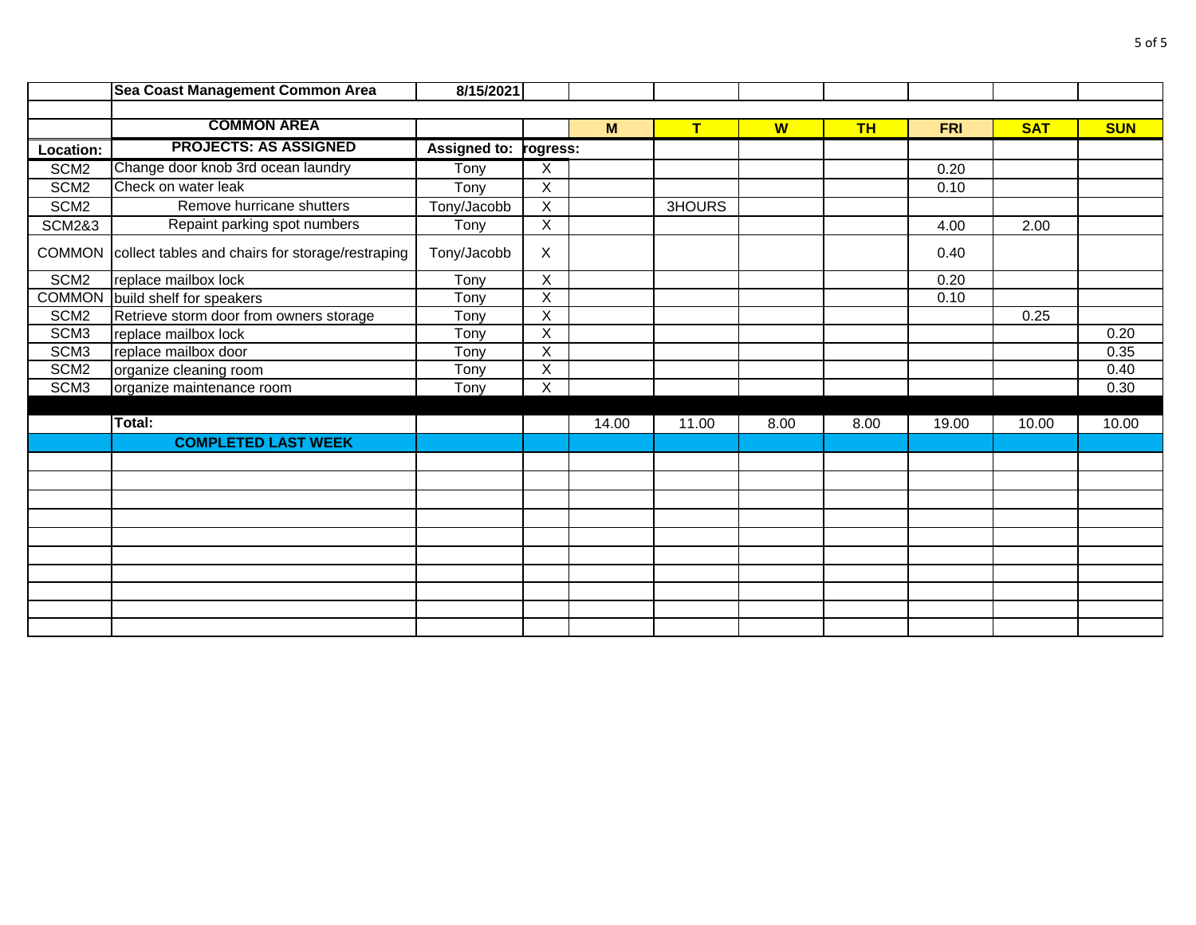| | Sea Coast Management Common Area | 8/15/2021 | | | | | | | | |
|---|---|---|---|---|---|---|---|---|---|---|
| | | | | | | | | | | |
| | COMMON AREA | | | M | T | W | TH | FRI | SAT | SUN |
| Location: | PROJECTS: AS ASSIGNED | Assigned to: | rogress: | | | | | | | |
| SCM2 | Change door knob 3rd ocean laundry | Tony | X | | | | | 0.20 | | |
| SCM2 | Check on water leak | Tony | X | | | | | 0.10 | | |
| SCM2 | Remove hurricane shutters | Tony/Jacobb | X | | 3HOURS | | | | | |
| SCM2&3 | Repaint parking spot numbers | Tony | X | | | | | 4.00 | 2.00 | |
| COMMON | collect tables and chairs for storage/restraping | Tony/Jacobb | X | | | | | 0.40 | | |
| SCM2 | replace mailbox lock | Tony | X | | | | | 0.20 | | |
| COMMON | build shelf for speakers | Tony | X | | | | | 0.10 | | |
| SCM2 | Retrieve storm door from owners storage | Tony | X | | | | | | 0.25 | |
| SCM3 | replace mailbox lock | Tony | X | | | | | | | 0.20 |
| SCM3 | replace mailbox door | Tony | X | | | | | | | 0.35 |
| SCM2 | organize cleaning room | Tony | X | | | | | | | 0.40 |
| SCM3 | organize maintenance room | Tony | X | | | | | | | 0.30 |
| | | | | | | | | | | |
| | Total: | | | 14.00 | 11.00 | 8.00 | 8.00 | 19.00 | 10.00 | 10.00 |
| | COMPLETED LAST WEEK | | | | | | | | | |
| | | | | | | | | | | |
| | | | | | | | | | | |
| | | | | | | | | | | |
| | | | | | | | | | | |
| | | | | | | | | | | |
| | | | | | | | | | | |
| | | | | | | | | | | |
| | | | | | | | | | | |
| | | | | | | | | | | |
| | | | | | | | | | | |